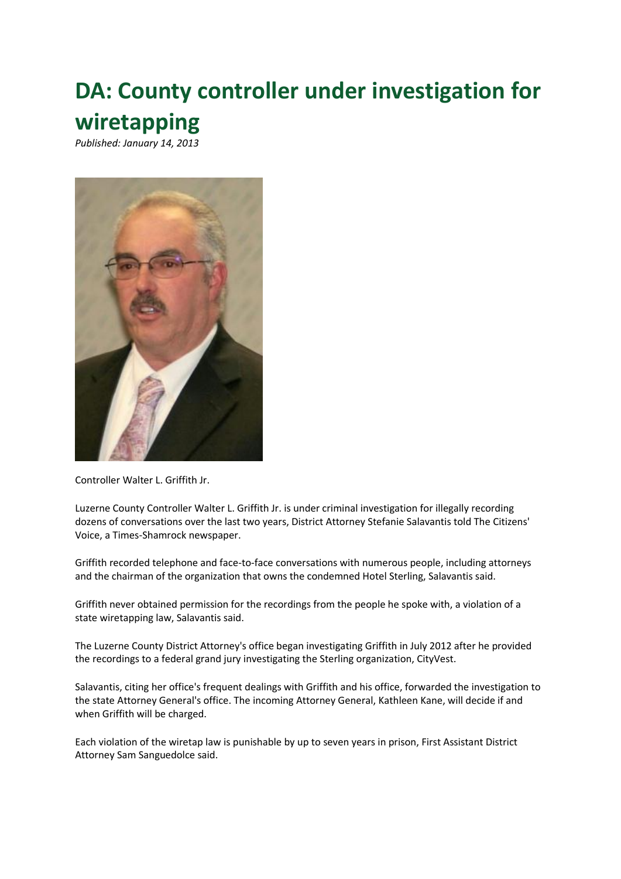# DA: County controller under investigation for wiretapping

*Published: January 14, 2013*

Controller Walter L. Griffith Jr.

Luzerne County Controller Walter L. Griffith Jr. is under criminal investigation for illegally recording dozens of conversations over the last two years, District Attorney Stefanie Salavantis told The Citizens' Voice, a Times-Shamrock newspaper.

Griffith recorded telephone and face-to-face conversations with numerous people, including attorneys and the chairman of the organization that owns the condemned Hotel Sterling, Salavantis said.

Griffith never obtained permission for the recordings from the people he spoke with, a violation of a state wiretapping law, Salavantis said.

The Luzerne County District Attorney's office began investigating Griffith in July 2012 after he provided the recordings to a federal grand jury investigating the Sterling organization, CityVest.

Salavantis, citing her office's frequent dealings with Griffith and his office, forwarded the investigation to the state Attorney General's office. The incoming Attorney General, Kathleen Kane, will decide if and when Griffith will be charged.

Each violation of the wiretap law is punishable by up to seven years in prison, First Assistant District Attorney Sam Sanguedolce said.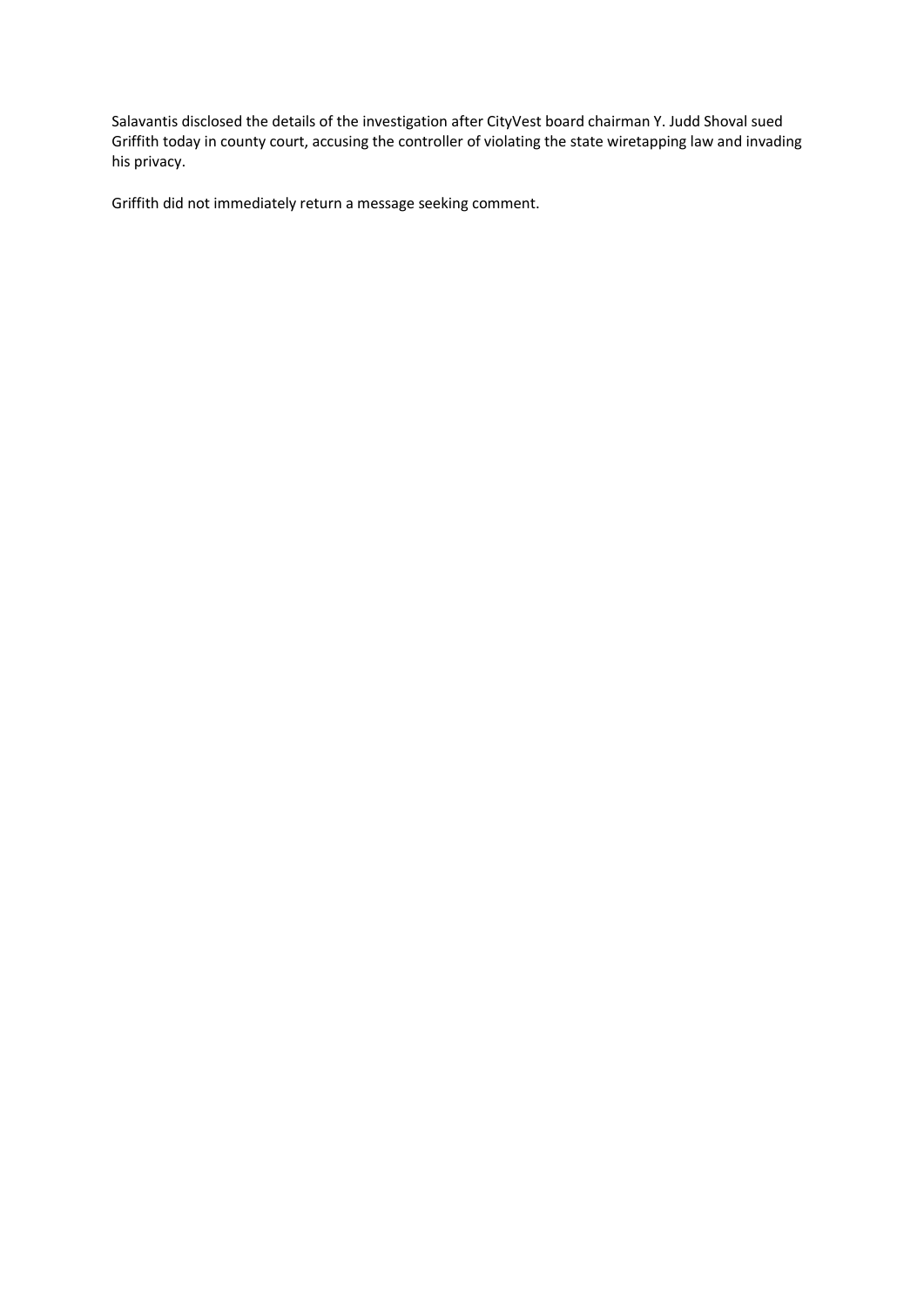Salavantis disclosed the details of the investigation after CityVest board chairman Y. Judd Shoval sued Griffith today in county court, accusing the controller of violating the state wiretapping law and invading his privacy.

Griffith did not immediately return a message seeking comment.